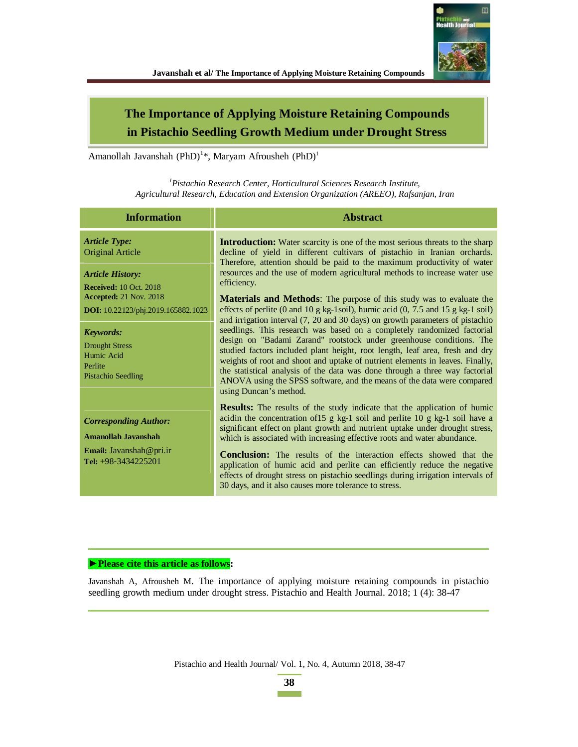# The Importance of Applying Moisture Retaining Compounds in Pistachio Seedling Growth Medium under Drought Stress

Amanollah Javanshah (PhD)[1]*, Maryam Afrousheh (PhD)[1]

*[1]Pistachio Research Center, Horticultural Sciences Research Institute, Agricultural Research, Education and Extension Organization (AREEO), Rafsanjan, Iran*

## Information

***Article Type:***
Original Article

***Article History:***
**Received:** 10 Oct. 2018
**Accepted:** 21 Nov. 2018
**DOI:** 10.22123/phj.2019.165882.1023

***Keywords:***
Drought Stress
Humic Acid
Perlite
Pistachio Seedling

***Corresponding Author:***
**Amanollah Javanshah**
**Email:** Javanshah@pri.ir
**Tel:** +98-3434225201

## Abstract

**Introduction:** Water scarcity is one of the most serious threats to the sharp decline of yield in different cultivars of pistachio in Iranian orchards. Therefore, attention should be paid to the maximum productivity of water resources and the use of modern agricultural methods to increase water use efficiency.

**Materials and Methods**: The purpose of this study was to evaluate the effects of perlite (0 and 10 g kg-1soil), humic acid (0, 7.5 and 15 g kg-1 soil) and irrigation interval (7, 20 and 30 days) on growth parameters of pistachio seedlings. This research was based on a completely randomized factorial design on "Badami Zarand" rootstock under greenhouse conditions. The studied factors included plant height, root length, leaf area, fresh and dry weights of root and shoot and uptake of nutrient elements in leaves. Finally, the statistical analysis of the data was done through a three way factorial ANOVA using the SPSS software, and the means of the data were compared using Duncan's method.

**Results:** The results of the study indicate that the application of humic acidin the concentration of15 g kg-1 soil and perlite 10 g kg-1 soil have a significant effect on plant growth and nutrient uptake under drought stress, which is associated with increasing effective roots and water abundance.

**Conclusion:** The results of the interaction effects showed that the application of humic acid and perlite can efficiently reduce the negative effects of drought stress on pistachio seedlings during irrigation intervals of 30 days, and it also causes more tolerance to stress.

**►Please cite this article as follows:**

Javanshah A, Afrousheh M. The importance of applying moisture retaining compounds in pistachio seedling growth medium under drought stress. Pistachio and Health Journal. 2018; 1 (4): 38-47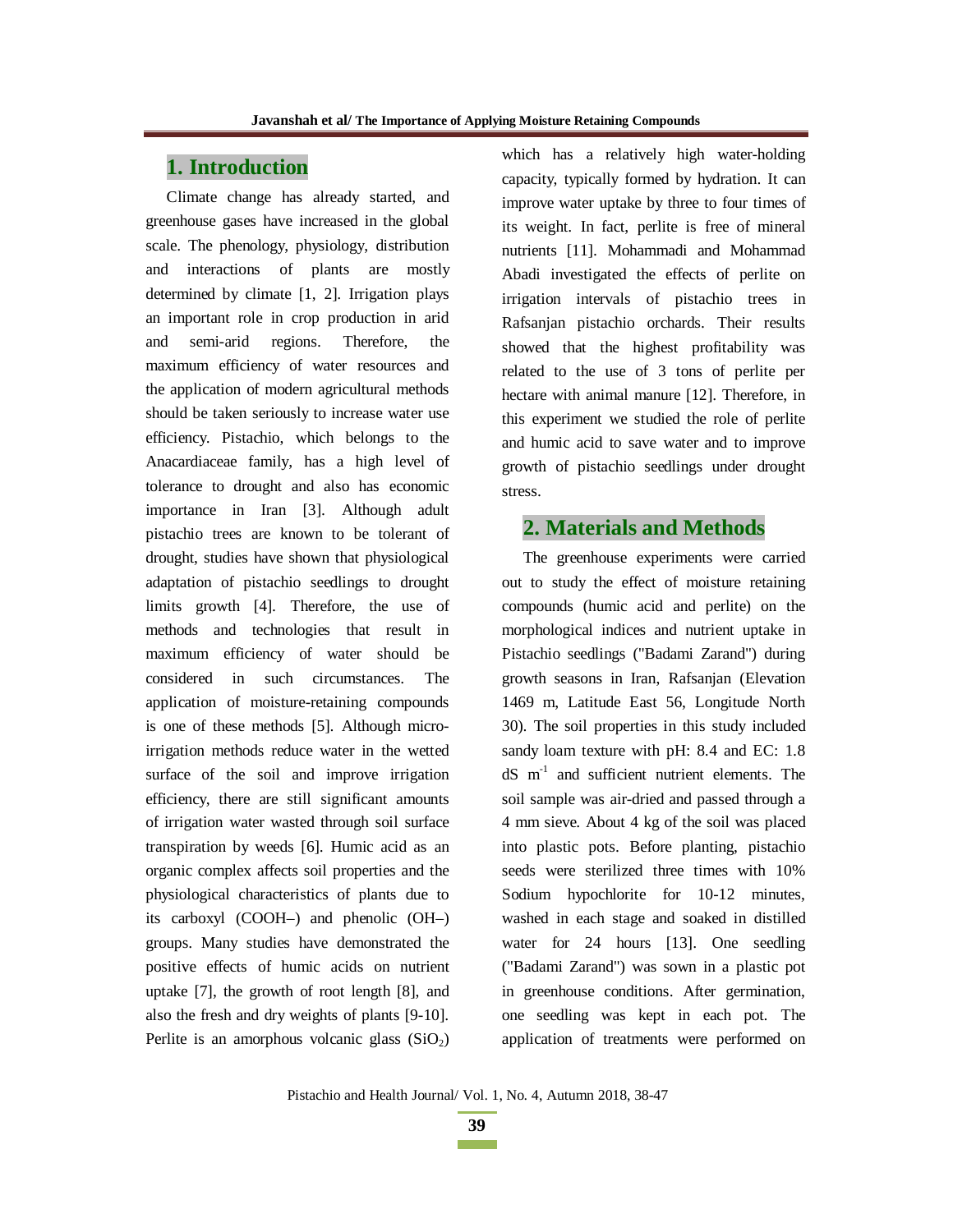## 1. Introduction

Climate change has already started, and greenhouse gases have increased in the global scale. The phenology, physiology, distribution and interactions of plants are mostly determined by climate [1, 2]. Irrigation plays an important role in crop production in arid and semi-arid regions. Therefore, the maximum efficiency of water resources and the application of modern agricultural methods should be taken seriously to increase water use efficiency. Pistachio, which belongs to the Anacardiaceae family, has a high level of tolerance to drought and also has economic importance in Iran [3]. Although adult pistachio trees are known to be tolerant of drought, studies have shown that physiological adaptation of pistachio seedlings to drought limits growth [4]. Therefore, the use of methods and technologies that result in maximum efficiency of water should be considered in such circumstances. The application of moisture-retaining compounds is one of these methods [5]. Although micro-irrigation methods reduce water in the wetted surface of the soil and improve irrigation efficiency, there are still significant amounts of irrigation water wasted through soil surface transpiration by weeds [6]. Humic acid as an organic complex affects soil properties and the physiological characteristics of plants due to its carboxyl (COOH–) and phenolic (OH–) groups. Many studies have demonstrated the positive effects of humic acids on nutrient uptake [7], the growth of root length [8], and also the fresh and dry weights of plants [9-10]. Perlite is an amorphous volcanic glass ($SiO_2$) which has a relatively high water-holding capacity, typically formed by hydration. It can improve water uptake by three to four times of its weight. In fact, perlite is free of mineral nutrients [11]. Mohammadi and Mohammad Abadi investigated the effects of perlite on irrigation intervals of pistachio trees in Rafsanjan pistachio orchards. Their results showed that the highest profitability was related to the use of 3 tons of perlite per hectare with animal manure [12]. Therefore, in this experiment we studied the role of perlite and humic acid to save water and to improve growth of pistachio seedlings under drought stress.

## 2. Materials and Methods

The greenhouse experiments were carried out to study the effect of moisture retaining compounds (humic acid and perlite) on the morphological indices and nutrient uptake in Pistachio seedlings ("Badami Zarand") during growth seasons in Iran, Rafsanjan (Elevation 1469 m, Latitude East 56, Longitude North 30). The soil properties in this study included sandy loam texture with pH: 8.4 and EC: 1.8 dS $m^{-1}$ and sufficient nutrient elements. The soil sample was air-dried and passed through a 4 mm sieve. About 4 kg of the soil was placed into plastic pots. Before planting, pistachio seeds were sterilized three times with 10% Sodium hypochlorite for 10-12 minutes, washed in each stage and soaked in distilled water for 24 hours [13]. One seedling ("Badami Zarand") was sown in a plastic pot in greenhouse conditions. After germination, one seedling was kept in each pot. The application of treatments were performed on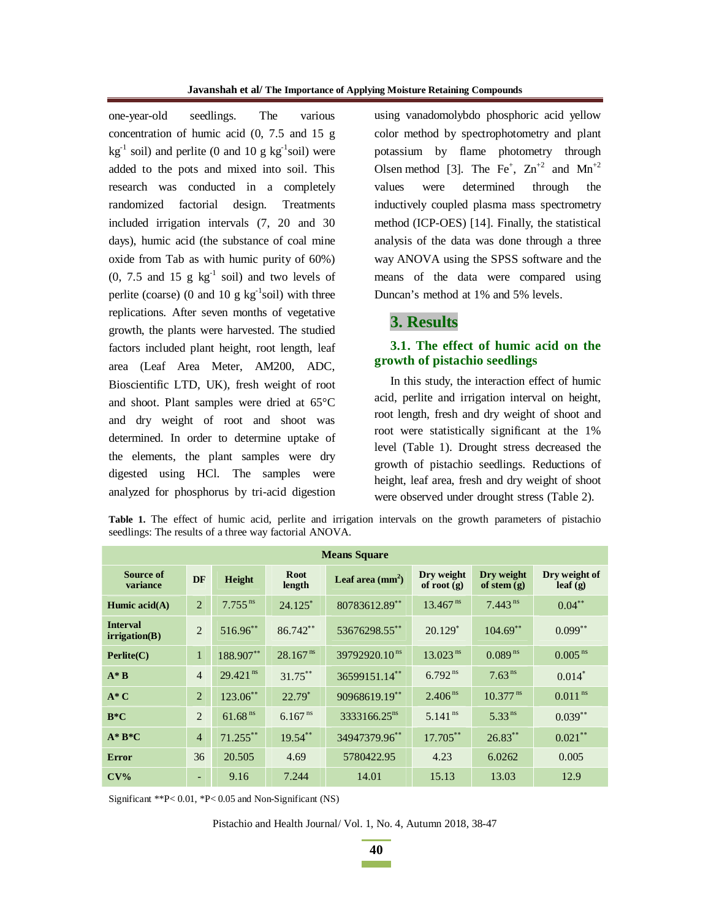one-year-old seedlings. The various concentration of humic acid (0, 7.5 and 15 g $kg^{-1}$ soil) and perlite (0 and 10 g $kg^{-1}$soil) were added to the pots and mixed into soil. This research was conducted in a completely randomized factorial design. Treatments included irrigation intervals (7, 20 and 30 days), humic acid (the substance of coal mine oxide from Tab as with humic purity of 60%) (0, 7.5 and 15 g $kg^{-1}$ soil) and two levels of perlite (coarse) (0 and 10 g $kg^{-1}$soil) with three replications. After seven months of vegetative growth, the plants were harvested. The studied factors included plant height, root length, leaf area (Leaf Area Meter, AM200, ADC, Bioscientific LTD, UK), fresh weight of root and shoot. Plant samples were dried at 65°C and dry weight of root and shoot was determined. In order to determine uptake of the elements, the plant samples were dry digested using HCl. The samples were analyzed for phosphorus by tri-acid digestion using vanadomolybdo phosphoric acid yellow color method by spectrophotometry and plant potassium by flame photometry through Olsen method [3]. The $Fe^{+}$, $Zn^{+2}$ and $Mn^{+2}$ values were determined through the inductively coupled plasma mass spectrometry method (ICP-OES) [14]. Finally, the statistical analysis of the data was done through a three way ANOVA using the SPSS software and the means of the data were compared using Duncan's method at 1% and 5% levels.

## 3. Results

### 3.1. The effect of humic acid on the growth of pistachio seedlings

In this study, the interaction effect of humic acid, perlite and irrigation interval on height, root length, fresh and dry weight of shoot and root were statistically significant at the 1% level (Table 1). Drought stress decreased the growth of pistachio seedlings. Reductions of height, leaf area, fresh and dry weight of shoot were observed under drought stress (Table 2).

**Table 1.** The effect of humic acid, perlite and irrigation intervals on the growth parameters of pistachio seedlings: The results of a three way factorial ANOVA.

| Means Square | | | | | | | |
|---|---|---|---|---|---|---|---|
| Source of variance | DF | Height | Root length | Leaf area ($mm^2$) | Dry weight of root (g) | Dry weight of stem (g) | Dry weight of leaf (g) |
| Humic acid(A) | 2 | 7.755 ns | 24.125* | 80783612.89** | 13.467 ns | 7.443 ns | 0.04** |
| Interval irrigation(B) | 2 | 516.96** | 86.742** | 53676298.55** | 20.129* | 104.69** | 0.099** |
| Perlite(C) | 1 | 188.907** | 28.167 ns | 39792920.10 ns | 13.023 ns | 0.089 ns | 0.005 ns |
| A* B | 4 | 29.421 ns | 31.75** | 36599151.14** | 6.792 ns | 7.63 ns | 0.014* |
| A* C | 2 | 123.06** | 22.79* | 90968619.19** | 2.406 ns | 10.377 ns | 0.011 ns |
| B*C | 2 | 61.68 ns | 6.167 ns | 3333166.25ns | 5.141 ns | 5.33 ns | 0.039** |
| A* B*C | 4 | 71.255** | 19.54** | 34947379.96** | 17.705** | 26.83** | 0.021** |
| Error | 36 | 20.505 | 4.69 | 5780422.95 | 4.23 | 6.0262 | 0.005 |
| CV% | - | 9.16 | 7.244 | 14.01 | 15.13 | 13.03 | 12.9 |

Significant **P< 0.01, *P< 0.05 and Non-Significant (NS)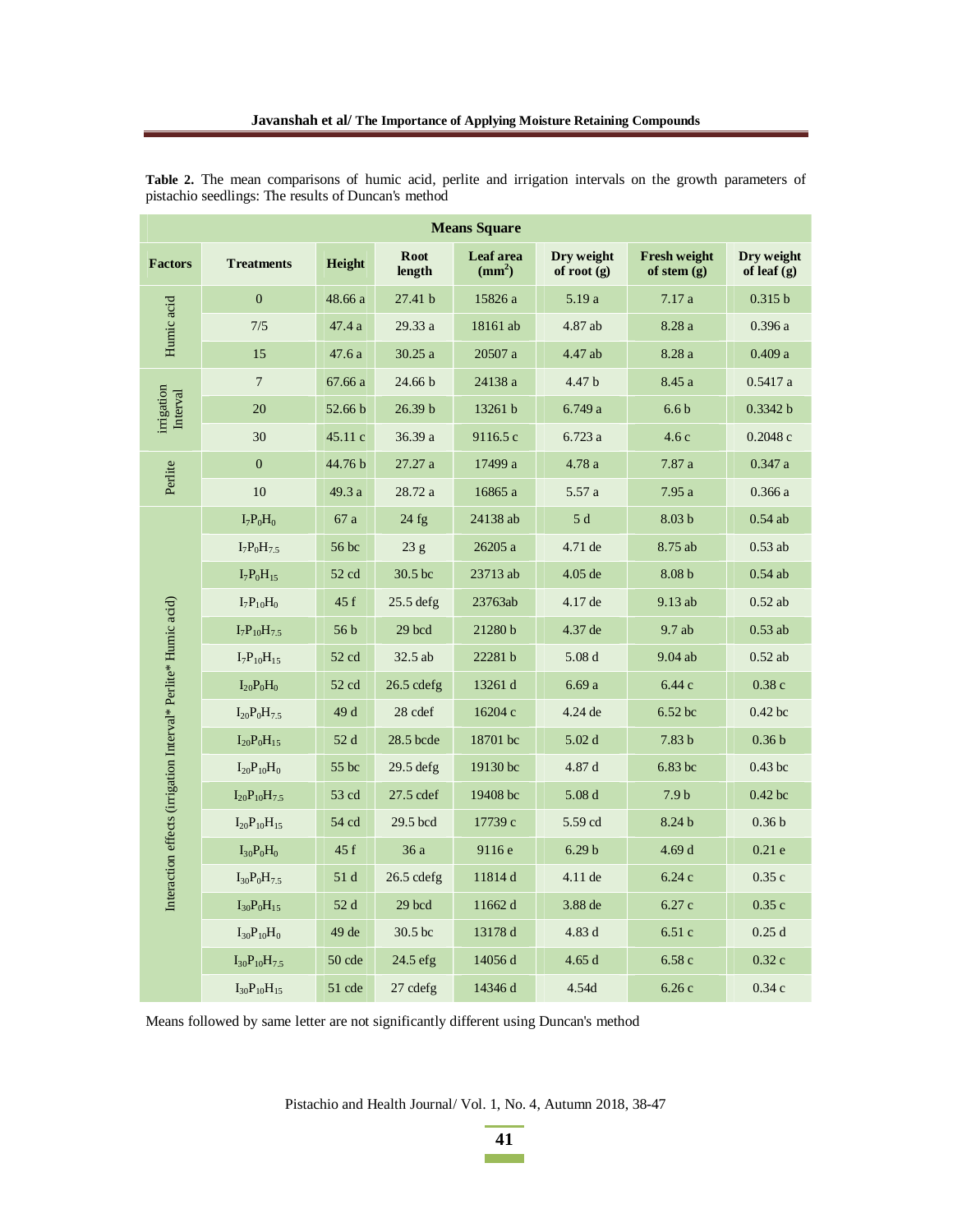**Table 2.** The mean comparisons of humic acid, perlite and irrigation intervals on the growth parameters of pistachio seedlings: The results of Duncan's method

| Means Square | | | | | | | |
|---|---|---|---|---|---|---|---|
| **Factors** | **Treatments** | **Height** | **Root length** | **Leaf area ($mm^2$)** | **Dry weight of root (g)** | **Fresh weight of stem (g)** | **Dry weight of leaf (g)** |
| Humic acid | 0 | 48.66 a | 27.41 b | 15826 a | 5.19 a | 7.17 a | 0.315 b |
| | 7/5 | 47.4 a | 29.33 a | 18161 ab | 4.87 ab | 8.28 a | 0.396 a |
| | 15 | 47.6 a | 30.25 a | 20507 a | 4.47 ab | 8.28 a | 0.409 a |
| irrigation Interval | 7 | 67.66 a | 24.66 b | 24138 a | 4.47 b | 8.45 a | 0.5417 a |
| | 20 | 52.66 b | 26.39 b | 13261 b | 6.749 a | 6.6 b | 0.3342 b |
| | 30 | 45.11 c | 36.39 a | 9116.5 c | 6.723 a | 4.6 c | 0.2048 c |
| Perlite | 0 | 44.76 b | 27.27 a | 17499 a | 4.78 a | 7.87 a | 0.347 a |
| | 10 | 49.3 a | 28.72 a | 16865 a | 5.57 a | 7.95 a | 0.366 a |
| Interaction effects (irrigation Interval* Perlite* Humic acid) | $I_7P_0H_0$ | 67 a | 24 fg | 24138 ab | 5 d | 8.03 b | 0.54 ab |
| | $I_7P_0H_{7.5}$ | 56 bc | 23 g | 26205 a | 4.71 de | 8.75 ab | 0.53 ab |
| | $I_7P_0H_{15}$ | 52 cd | 30.5 bc | 23713 ab | 4.05 de | 8.08 b | 0.54 ab |
| | $I_7P_{10}H_0$ | 45 f | 25.5 defg | 23763ab | 4.17 de | 9.13 ab | 0.52 ab |
| | $I_7P_{10}H_{7.5}$ | 56 b | 29 bcd | 21280 b | 4.37 de | 9.7 ab | 0.53 ab |
| | $I_7P_{10}H_{15}$ | 52 cd | 32.5 ab | 22281 b | 5.08 d | 9.04 ab | 0.52 ab |
| | $I_{20}P_0H_0$ | 52 cd | 26.5 cdefg | 13261 d | 6.69 a | 6.44 c | 0.38 c |
| | $I_{20}P_0H_{7.5}$ | 49 d | 28 cdef | 16204 c | 4.24 de | 6.52 bc | 0.42 bc |
| | $I_{20}P_0H_{15}$ | 52 d | 28.5 bcde | 18701 bc | 5.02 d | 7.83 b | 0.36 b |
| | $I_{20}P_{10}H_0$ | 55 bc | 29.5 defg | 19130 bc | 4.87 d | 6.83 bc | 0.43 bc |
| | $I_{20}P_{10}H_{7.5}$ | 53 cd | 27.5 cdef | 19408 bc | 5.08 d | 7.9 b | 0.42 bc |
| | $I_{20}P_{10}H_{15}$ | 54 cd | 29.5 bcd | 17739 c | 5.59 cd | 8.24 b | 0.36 b |
| | $I_{30}P_0H_0$ | 45 f | 36 a | 9116 e | 6.29 b | 4.69 d | 0.21 e |
| | $I_{30}P_0H_{7.5}$ | 51 d | 26.5 cdefg | 11814 d | 4.11 de | 6.24 c | 0.35 c |
| | $I_{30}P_0H_{15}$ | 52 d | 29 bcd | 11662 d | 3.88 de | 6.27 c | 0.35 c |
| | $I_{30}P_{10}H_0$ | 49 de | 30.5 bc | 13178 d | 4.83 d | 6.51 c | 0.25 d |
| | $I_{30}P_{10}H_{7.5}$ | 50 cde | 24.5 efg | 14056 d | 4.65 d | 6.58 c | 0.32 c |
| | $I_{30}P_{10}H_{15}$ | 51 cde | 27 cdefg | 14346 d | 4.54d | 6.26 c | 0.34 c |

Means followed by same letter are not significantly different using Duncan's method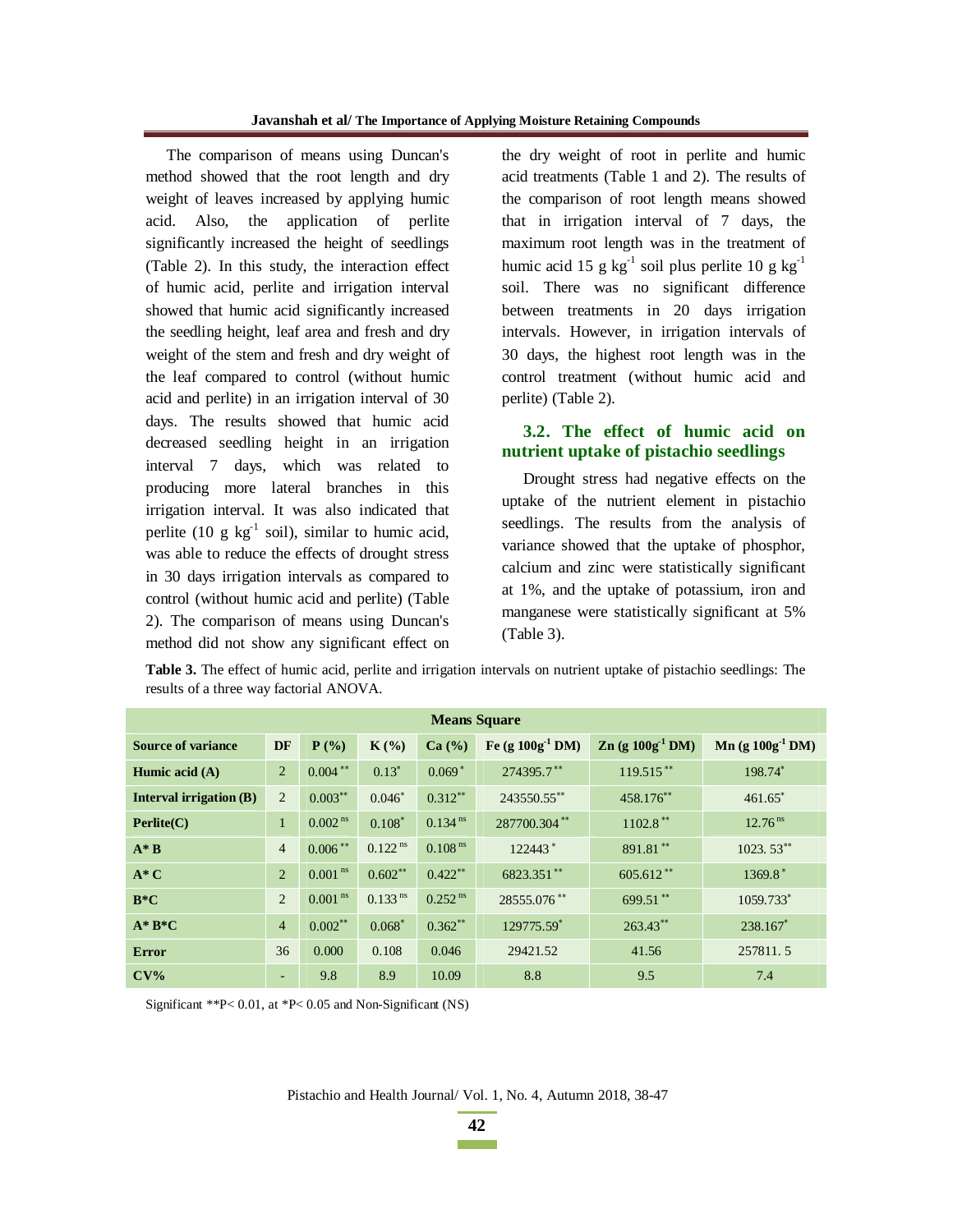The comparison of means using Duncan's method showed that the root length and dry weight of leaves increased by applying humic acid. Also, the application of perlite significantly increased the height of seedlings (Table 2). In this study, the interaction effect of humic acid, perlite and irrigation interval showed that humic acid significantly increased the seedling height, leaf area and fresh and dry weight of the stem and fresh and dry weight of the leaf compared to control (without humic acid and perlite) in an irrigation interval of 30 days. The results showed that humic acid decreased seedling height in an irrigation interval 7 days, which was related to producing more lateral branches in this irrigation interval. It was also indicated that perlite (10 g $kg^{-1}$ soil), similar to humic acid, was able to reduce the effects of drought stress in 30 days irrigation intervals as compared to control (without humic acid and perlite) (Table 2). The comparison of means using Duncan's method did not show any significant effect on the dry weight of root in perlite and humic acid treatments (Table 1 and 2). The results of the comparison of root length means showed that in irrigation interval of 7 days, the maximum root length was in the treatment of humic acid 15 g $kg^{-1}$ soil plus perlite 10 g $kg^{-1}$ soil. There was no significant difference between treatments in 20 days irrigation intervals. However, in irrigation intervals of 30 days, the highest root length was in the control treatment (without humic acid and perlite) (Table 2).

### 3.2. The effect of humic acid on nutrient uptake of pistachio seedlings

Drought stress had negative effects on the uptake of the nutrient element in pistachio seedlings. The results from the analysis of variance showed that the uptake of phosphor, calcium and zinc were statistically significant at 1%, and the uptake of potassium, iron and manganese were statistically significant at 5% (Table 3).

**Table 3.** The effect of humic acid, perlite and irrigation intervals on nutrient uptake of pistachio seedlings: The results of a three way factorial ANOVA.

| | | Means Square | | | | | |
|---|---|---|---|---|---|---|---|
| **Source of variance** | **DF** | **P (%)** | **K (%)** | **Ca (%)** | **Fe (g $100g^{-1}$ DM)** | **Zn (g $100g^{-1}$ DM)** | **Mn (g $100g^{-1}$ DM)** |
| **Humic acid (A)** | 2 | 0.004 ** | 0.13* | 0.069 * | 274395.7 ** | 119.515 ** | 198.74* |
| **Interval irrigation (B)** | 2 | 0.003** | 0.046* | 0.312** | 243550.55** | 458.176** | 461.65* |
| **Perlite(C)** | 1 | 0.002 ns | 0.108* | 0.134 ns | 287700.304 ** | 1102.8 ** | 12.76 ns |
| **A* B** | 4 | 0.006 ** | 0.122 ns | 0.108 ns | 122443 * | 891.81 ** | 1023. 53** |
| **A* C** | 2 | 0.001 ns | 0.602** | 0.422** | 6823.351 ** | 605.612 ** | 1369.8 * |
| **B*C** | 2 | 0.001 ns | 0.133 ns | 0.252 ns | 28555.076 ** | 699.51 ** | 1059.733* |
| **A* B*C** | 4 | 0.002** | 0.068* | 0.362** | 129775.59* | 263.43** | 238.167* |
| **Error** | 36 | 0.000 | 0.108 | 0.046 | 29421.52 | 41.56 | 257811. 5 |
| **CV%** | - | 9.8 | 8.9 | 10.09 | 8.8 | 9.5 | 7.4 |

Significant **P< 0.01, at *P< 0.05 and Non-Significant (NS)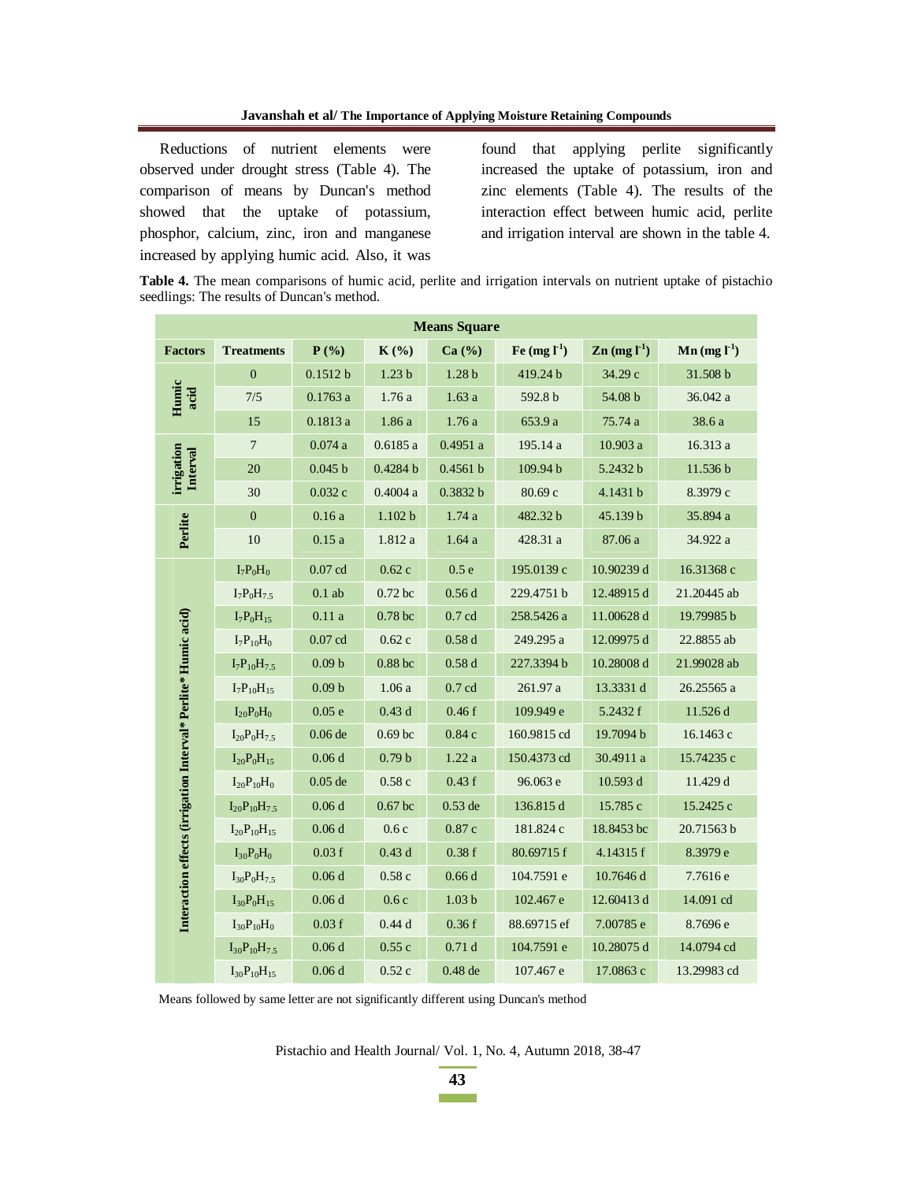Reductions of nutrient elements were observed under drought stress (Table 4). The comparison of means by Duncan's method showed that the uptake of potassium, phosphor, calcium, zinc, iron and manganese increased by applying humic acid. Also, it was found that applying perlite significantly increased the uptake of potassium, iron and zinc elements (Table 4). The results of the interaction effect between humic acid, perlite and irrigation interval are shown in the table 4.

**Table 4.** The mean comparisons of humic acid, perlite and irrigation intervals on nutrient uptake of pistachio seedlings: The results of Duncan's method.

| Means Square | | | | | | | | |
|---|---|---|---|---|---|---|---|---|
| **Factors** | **Treatments** | **P (%)** | **K (%)** | **Ca (%)** | **Fe (mg $l^{-1}$)** | **Zn (mg $l^{-1}$)** | **Mn (mg $l^{-1}$)** |
| Humic acid | 0 | 0.1512 b | 1.23 b | 1.28 b | 419.24 b | 34.29 c | 31.508 b |
| | 7/5 | 0.1763 a | 1.76 a | 1.63 a | 592.8 b | 54.08 b | 36.042 a |
| | 15 | 0.1813 a | 1.86 a | 1.76 a | 653.9 a | 75.74 a | 38.6 a |
| irrigation Interval | 7 | 0.074 a | 0.6185 a | 0.4951 a | 195.14 a | 10.903 a | 16.313 a |
| | 20 | 0.045 b | 0.4284 b | 0.4561 b | 109.94 b | 5.2432 b | 11.536 b |
| | 30 | 0.032 c | 0.4004 a | 0.3832 b | 80.69 c | 4.1431 b | 8.3979 c |
| Perlite | 0 | 0.16 a | 1.102 b | 1.74 a | 482.32 b | 45.139 b | 35.894 a |
| | 10 | 0.15 a | 1.812 a | 1.64 a | 428.31 a | 87.06 a | 34.922 a |
| Interaction effects (irrigation Interval* Perlite* Humic acid) | $I_7P_0H_0$ | 0.07 cd | 0.62 c | 0.5 e | 195.0139 c | 10.90239 d | 16.31368 c |
| | $I_7P_0H_{7.5}$ | 0.1 ab | 0.72 bc | 0.56 d | 229.4751 b | 12.48915 d | 21.20445 ab |
| | $I_7P_0H_{15}$ | 0.11 a | 0.78 bc | 0.7 cd | 258.5426 a | 11.00628 d | 19.79985 b |
| | $I_7P_{10}H_0$ | 0.07 cd | 0.62 c | 0.58 d | 249.295 a | 12.09975 d | 22.8855 ab |
| | $I_7P_{10}H_{7.5}$ | 0.09 b | 0.88 bc | 0.58 d | 227.3394 b | 10.28008 d | 21.99028 ab |
| | $I_7P_{10}H_{15}$ | 0.09 b | 1.06 a | 0.7 cd | 261.97 a | 13.3331 d | 26.25565 a |
| | $I_{20}P_0H_0$ | 0.05 e | 0.43 d | 0.46 f | 109.949 e | 5.2432 f | 11.526 d |
| | $I_{20}P_0H_{7.5}$ | 0.06 de | 0.69 bc | 0.84 c | 160.9815 cd | 19.7094 b | 16.1463 c |
| | $I_{20}P_0H_{15}$ | 0.06 d | 0.79 b | 1.22 a | 150.4373 cd | 30.4911 a | 15.74235 c |
| | $I_{20}P_{10}H_0$ | 0.05 de | 0.58 c | 0.43 f | 96.063 e | 10.593 d | 11.429 d |
| | $I_{20}P_{10}H_{7.5}$ | 0.06 d | 0.67 bc | 0.53 de | 136.815 d | 15.785 c | 15.2425 c |
| | $I_{20}P_{10}H_{15}$ | 0.06 d | 0.6 c | 0.87 c | 181.824 c | 18.8453 bc | 20.71563 b |
| | $I_{30}P_0H_0$ | 0.03 f | 0.43 d | 0.38 f | 80.69715 f | 4.14315 f | 8.3979 e |
| | $I_{30}P_0H_{7.5}$ | 0.06 d | 0.58 c | 0.66 d | 104.7591 e | 10.7646 d | 7.7616 e |
| | $I_{30}P_0H_{15}$ | 0.06 d | 0.6 c | 1.03 b | 102.467 e | 12.60413 d | 14.091 cd |
| | $I_{30}P_{10}H_0$ | 0.03 f | 0.44 d | 0.36 f | 88.69715 ef | 7.00785 e | 8.7696 e |
| | $I_{30}P_{10}H_{7.5}$ | 0.06 d | 0.55 c | 0.71 d | 104.7591 e | 10.28075 d | 14.0794 cd |
| | $I_{30}P_{10}H_{15}$ | 0.06 d | 0.52 c | 0.48 de | 107.467 e | 17.0863 c | 13.29983 cd |

Means followed by same letter are not significantly different using Duncan's method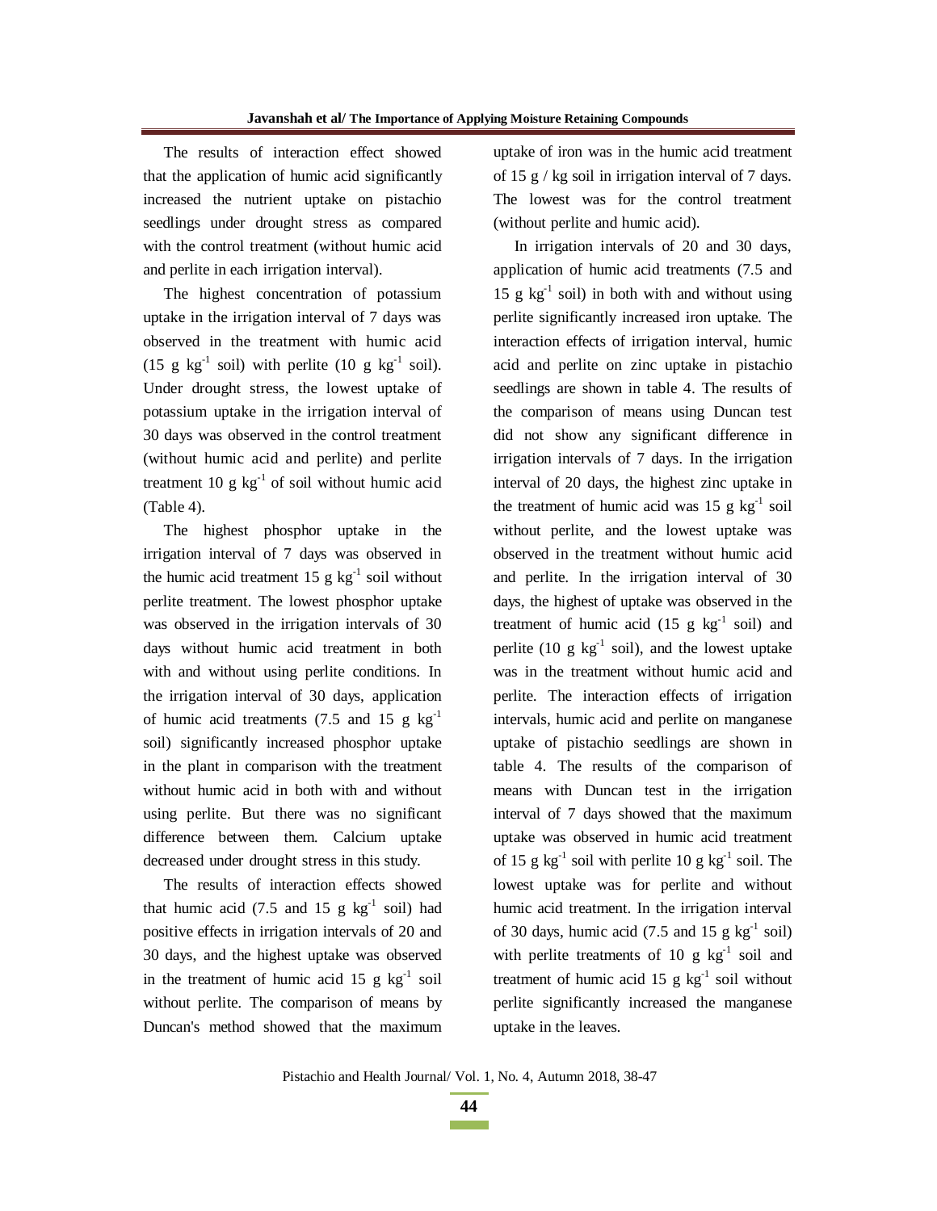The results of interaction effect showed that the application of humic acid significantly increased the nutrient uptake on pistachio seedlings under drought stress as compared with the control treatment (without humic acid and perlite in each irrigation interval).

The highest concentration of potassium uptake in the irrigation interval of 7 days was observed in the treatment with humic acid (15 g $kg^{-1}$ soil) with perlite (10 g $kg^{-1}$ soil). Under drought stress, the lowest uptake of potassium uptake in the irrigation interval of 30 days was observed in the control treatment (without humic acid and perlite) and perlite treatment 10 g $kg^{-1}$ of soil without humic acid (Table 4).

The highest phosphor uptake in the irrigation interval of 7 days was observed in the humic acid treatment 15 g $kg^{-1}$ soil without perlite treatment. The lowest phosphor uptake was observed in the irrigation intervals of 30 days without humic acid treatment in both with and without using perlite conditions. In the irrigation interval of 30 days, application of humic acid treatments (7.5 and 15 g $kg^{-1}$ soil) significantly increased phosphor uptake in the plant in comparison with the treatment without humic acid in both with and without using perlite. But there was no significant difference between them. Calcium uptake decreased under drought stress in this study.

The results of interaction effects showed that humic acid (7.5 and 15 g $kg^{-1}$ soil) had positive effects in irrigation intervals of 20 and 30 days, and the highest uptake was observed in the treatment of humic acid 15 g $kg^{-1}$ soil without perlite. The comparison of means by Duncan's method showed that the maximum uptake of iron was in the humic acid treatment of 15 g / kg soil in irrigation interval of 7 days. The lowest was for the control treatment (without perlite and humic acid).

In irrigation intervals of 20 and 30 days, application of humic acid treatments (7.5 and 15 g $kg^{-1}$ soil) in both with and without using perlite significantly increased iron uptake. The interaction effects of irrigation interval, humic acid and perlite on zinc uptake in pistachio seedlings are shown in table 4. The results of the comparison of means using Duncan test did not show any significant difference in irrigation intervals of 7 days. In the irrigation interval of 20 days, the highest zinc uptake in the treatment of humic acid was 15 g $kg^{-1}$ soil without perlite, and the lowest uptake was observed in the treatment without humic acid and perlite. In the irrigation interval of 30 days, the highest of uptake was observed in the treatment of humic acid (15 g $kg^{-1}$ soil) and perlite (10 g $kg^{-1}$ soil), and the lowest uptake was in the treatment without humic acid and perlite. The interaction effects of irrigation intervals, humic acid and perlite on manganese uptake of pistachio seedlings are shown in table 4. The results of the comparison of means with Duncan test in the irrigation interval of 7 days showed that the maximum uptake was observed in humic acid treatment of 15 g $kg^{-1}$ soil with perlite 10 g $kg^{-1}$ soil. The lowest uptake was for perlite and without humic acid treatment. In the irrigation interval of 30 days, humic acid (7.5 and 15 g $kg^{-1}$ soil) with perlite treatments of 10 g $kg^{-1}$ soil and treatment of humic acid 15 g $kg^{-1}$ soil without perlite significantly increased the manganese uptake in the leaves.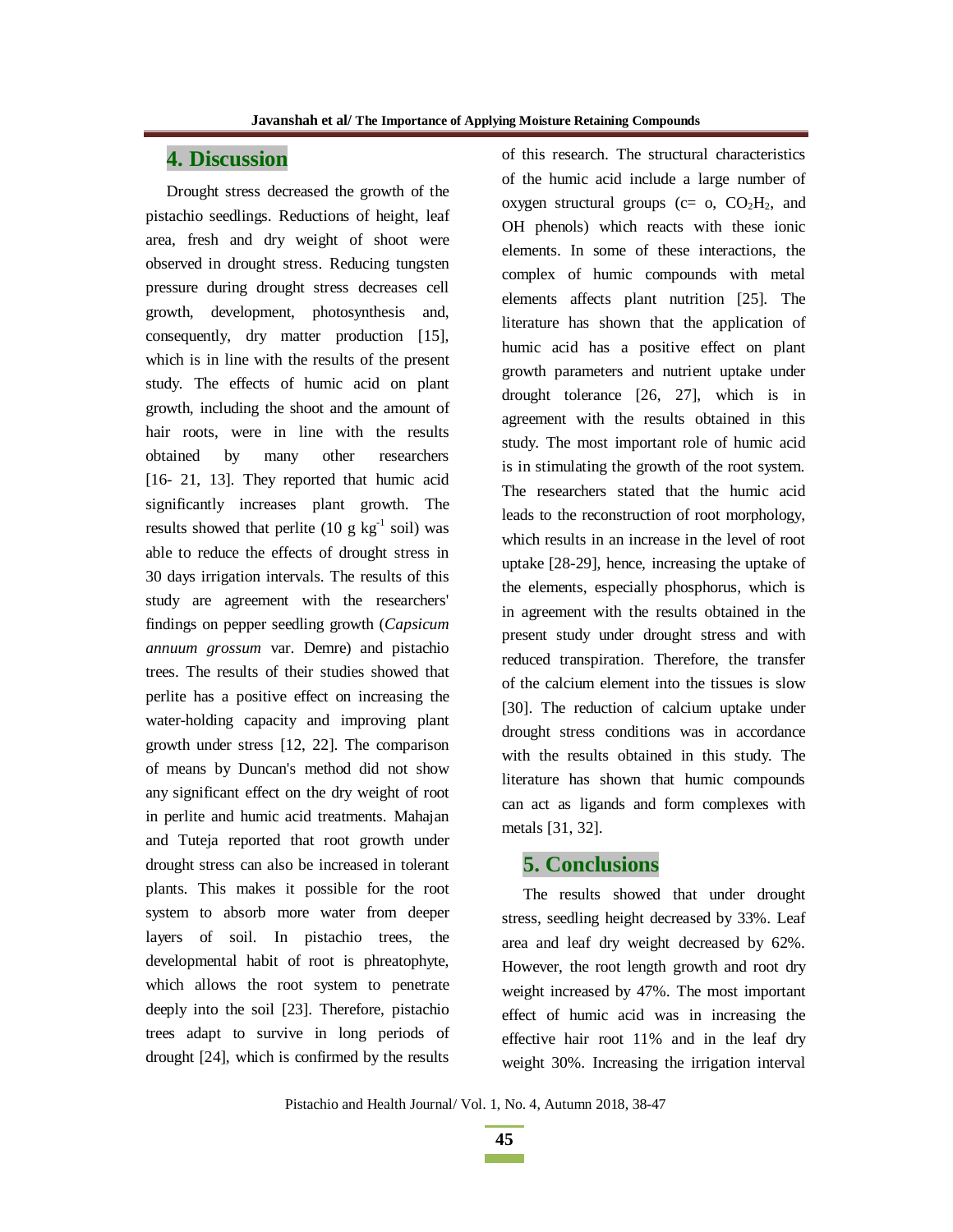## 4. Discussion

Drought stress decreased the growth of the pistachio seedlings. Reductions of height, leaf area, fresh and dry weight of shoot were observed in drought stress. Reducing tungsten pressure during drought stress decreases cell growth, development, photosynthesis and, consequently, dry matter production [15], which is in line with the results of the present study. The effects of humic acid on plant growth, including the shoot and the amount of hair roots, were in line with the results obtained by many other researchers [16- 21, 13]. They reported that humic acid significantly increases plant growth. The results showed that perlite (10 g $kg^{-1}$ soil) was able to reduce the effects of drought stress in 30 days irrigation intervals. The results of this study are agreement with the researchers' findings on pepper seedling growth (*Capsicum annuum grossum* var. Demre) and pistachio trees. The results of their studies showed that perlite has a positive effect on increasing the water-holding capacity and improving plant growth under stress [12, 22]. The comparison of means by Duncan's method did not show any significant effect on the dry weight of root in perlite and humic acid treatments. Mahajan and Tuteja reported that root growth under drought stress can also be increased in tolerant plants. This makes it possible for the root system to absorb more water from deeper layers of soil. In pistachio trees, the developmental habit of root is phreatophyte, which allows the root system to penetrate deeply into the soil [23]. Therefore, pistachio trees adapt to survive in long periods of drought [24], which is confirmed by the results of this research. The structural characteristics of the humic acid include a large number of oxygen structural groups (c= o, $CO_2H_2$, and OH phenols) which reacts with these ionic elements. In some of these interactions, the complex of humic compounds with metal elements affects plant nutrition [25]. The literature has shown that the application of humic acid has a positive effect on plant growth parameters and nutrient uptake under drought tolerance [26, 27], which is in agreement with the results obtained in this study. The most important role of humic acid is in stimulating the growth of the root system. The researchers stated that the humic acid leads to the reconstruction of root morphology, which results in an increase in the level of root uptake [28-29], hence, increasing the uptake of the elements, especially phosphorus, which is in agreement with the results obtained in the present study under drought stress and with reduced transpiration. Therefore, the transfer of the calcium element into the tissues is slow [30]. The reduction of calcium uptake under drought stress conditions was in accordance with the results obtained in this study. The literature has shown that humic compounds can act as ligands and form complexes with metals [31, 32].

## 5. Conclusions

The results showed that under drought stress, seedling height decreased by 33%. Leaf area and leaf dry weight decreased by 62%. However, the root length growth and root dry weight increased by 47%. The most important effect of humic acid was in increasing the effective hair root 11% and in the leaf dry weight 30%. Increasing the irrigation interval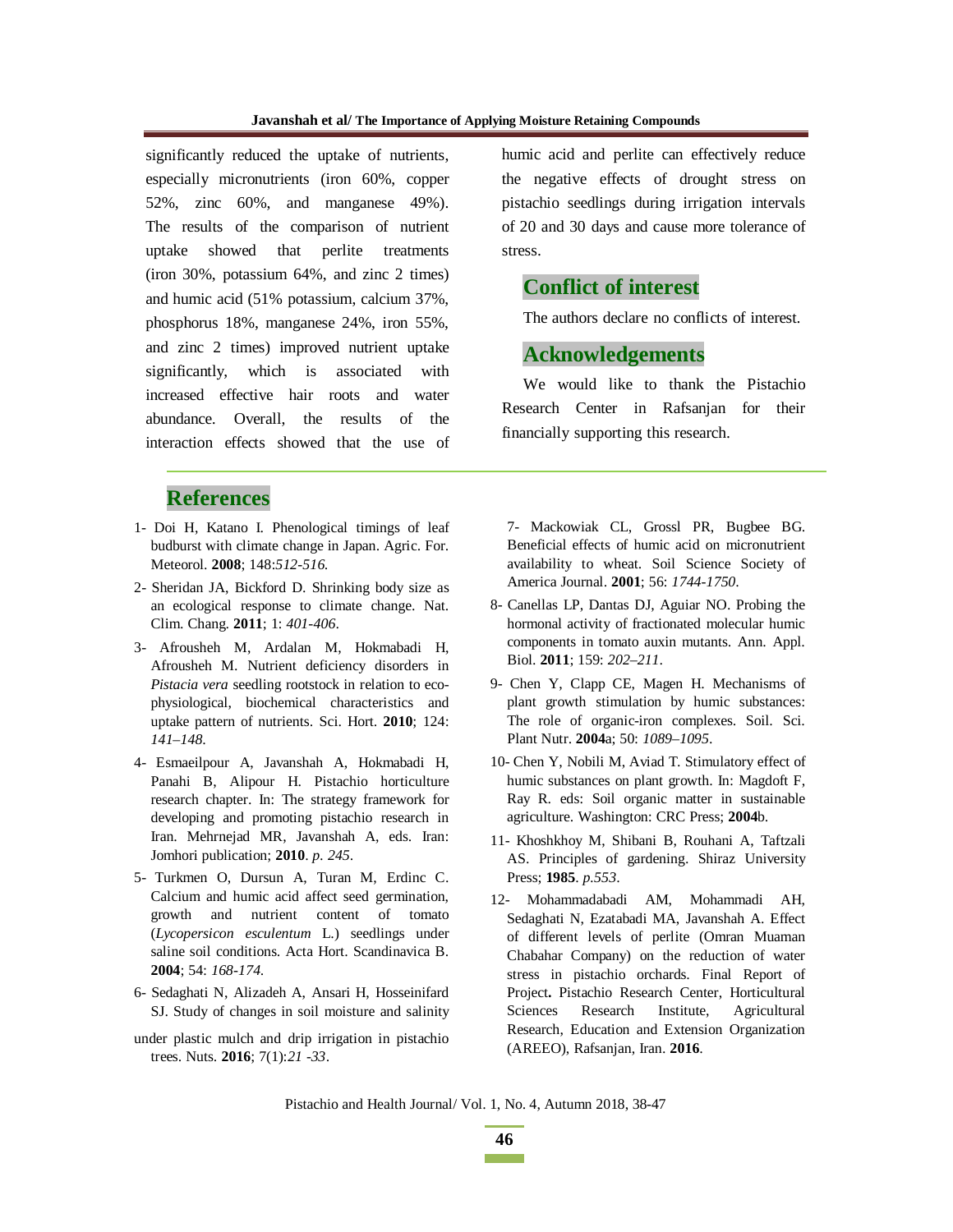significantly reduced the uptake of nutrients, especially micronutrients (iron 60%, copper 52%, zinc 60%, and manganese 49%). The results of the comparison of nutrient uptake showed that perlite treatments (iron 30%, potassium 64%, and zinc 2 times) and humic acid (51% potassium, calcium 37%, phosphorus 18%, manganese 24%, iron 55%, and zinc 2 times) improved nutrient uptake significantly, which is associated with increased effective hair roots and water abundance. Overall, the results of the interaction effects showed that the use of humic acid and perlite can effectively reduce the negative effects of drought stress on pistachio seedlings during irrigation intervals of 20 and 30 days and cause more tolerance of stress.

## Conflict of interest

The authors declare no conflicts of interest.

## Acknowledgements

We would like to thank the Pistachio Research Center in Rafsanjan for their financially supporting this research.

## References

1- Doi H, Katano I. Phenological timings of leaf budburst with climate change in Japan. Agric. For. Meteorol. **2008**; 148:*512-516*.

2- Sheridan JA, Bickford D. Shrinking body size as an ecological response to climate change. Nat. Clim. Chang. **2011**; 1: *401-406*.

3- Afrousheh M, Ardalan M, Hokmabadi H, Afrousheh M. Nutrient deficiency disorders in *Pistacia vera* seedling rootstock in relation to eco-physiological, biochemical characteristics and uptake pattern of nutrients. Sci. Hort. **2010**; 124: *141–148*.

4- Esmaeilpour A, Javanshah A, Hokmabadi H, Panahi B, Alipour H. Pistachio horticulture research chapter. In: The strategy framework for developing and promoting pistachio research in Iran. Mehrnejad MR, Javanshah A, eds. Iran: Jomhori publication; **2010**. *p. 245*.

5- Turkmen O, Dursun A, Turan M, Erdinc C. Calcium and humic acid affect seed germination, growth and nutrient content of tomato (*Lycopersicon esculentum* L.) seedlings under saline soil conditions. Acta Hort. Scandinavica B. **2004**; 54: *168-174*.

6- Sedaghati N, Alizadeh A, Ansari H, Hosseinifard SJ. Study of changes in soil moisture and salinity under plastic mulch and drip irrigation in pistachio trees. Nuts. **2016**; 7(1):*21 -33*.

7- Mackowiak CL, Grossl PR, Bugbee BG. Beneficial effects of humic acid on micronutrient availability to wheat. Soil Science Society of America Journal. **2001**; 56: *1744-1750*.

8- Canellas LP, Dantas DJ, Aguiar NO. Probing the hormonal activity of fractionated molecular humic components in tomato auxin mutants. Ann. Appl. Biol. **2011**; 159: *202–211*.

9- Chen Y, Clapp CE, Magen H. Mechanisms of plant growth stimulation by humic substances: The role of organic-iron complexes. Soil. Sci. Plant Nutr. **2004**a; 50: *1089–1095*.

10- Chen Y, Nobili M, Aviad T. Stimulatory effect of humic substances on plant growth. In: Magdoft F, Ray R. eds: Soil organic matter in sustainable agriculture. Washington: CRC Press; **2004**b.

11- Khoshkhoy M, Shibani B, Rouhani A, Taftzali AS. Principles of gardening. Shiraz University Press; **1985**. *p.553*.

12- Mohammadabadi AM, Mohammadi AH, Sedaghati N, Ezatabadi MA, Javanshah A. Effect of different levels of perlite (Omran Muaman Chabahar Company) on the reduction of water stress in pistachio orchards. Final Report of Project**.** Pistachio Research Center, Horticultural Sciences Research Institute, Agricultural Research, Education and Extension Organization (AREEO), Rafsanjan, Iran. **2016**.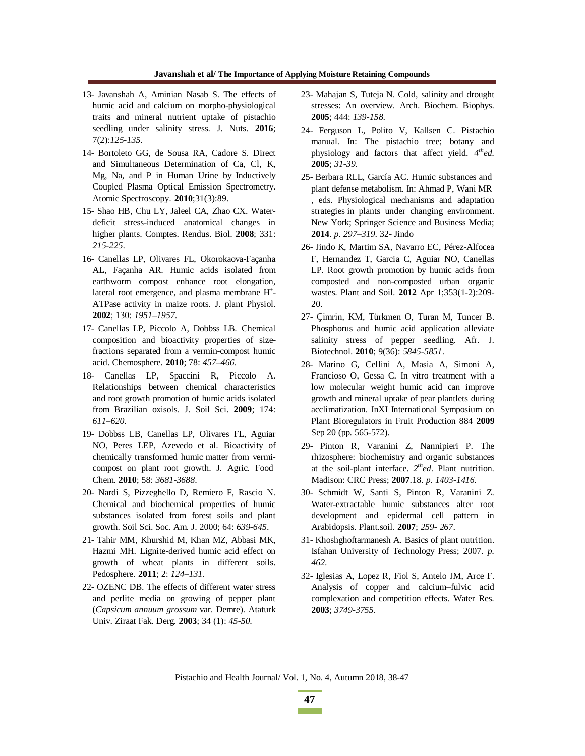13- Javanshah A, Aminian Nasab S. The effects of humic acid and calcium on morpho-physiological traits and mineral nutrient uptake of pistachio seedling under salinity stress. J. Nuts. **2016**; 7(2):*125-135*.

14- Bortoleto GG, de Sousa RA, Cadore S. Direct and Simultaneous Determination of Ca, Cl, K, Mg, Na, and P in Human Urine by Inductively Coupled Plasma Optical Emission Spectrometry. Atomic Spectroscopy. **2010**;31(3):89.

15- Shao HB, Chu LY, Jaleel CA, Zhao CX. Water-deficit stress-induced anatomical changes in higher plants. Comptes. Rendus. Biol. **2008**; 331: *215-225*.

16- Canellas LP, Olivares FL, Okorokaova-Façanha AL, Façanha AR. Humic acids isolated from earthworm compost enhance root elongation, lateral root emergence, and plasma membrane $H^+$-ATPase activity in maize roots. J. plant Physiol. **2002**; 130: *1951–1957*.

17- Canellas LP, Piccolo A, Dobbss LB. Chemical composition and bioactivity properties of size-fractions separated from a vermin-compost humic acid. Chemosphere. **2010**; 78: *457–466*.

18- Canellas LP, Spaccini R, Piccolo A. Relationships between chemical characteristics and root growth promotion of humic acids isolated from Brazilian oxisols. J. Soil Sci. **2009**; 174: *611–620*.

19- Dobbss LB, Canellas LP, Olivares FL, Aguiar NO, Peres LEP, Azevedo et al. Bioactivity of chemically transformed humic matter from vermi-compost on plant root growth. J. Agric. Food Chem. **2010**; 58: *3681-3688*.

20- Nardi S, Pizzeghello D, Remiero F, Rascio N. Chemical and biochemical properties of humic substances isolated from forest soils and plant growth. Soil Sci. Soc. Am. J. 2000; 64: *639-645*.

21- Tahir MM, Khurshid M, Khan MZ, Abbasi MK, Hazmi MH. Lignite-derived humic acid effect on growth of wheat plants in different soils. Pedosphere. **2011**; 2: *124–131*.

22- OZENC DB. The effects of different water stress and perlite media on growing of pepper plant (*Capsicum annuum grossum* var. Demre). Ataturk Univ. Ziraat Fak. Derg. **2003**; 34 (1): *45-50*.

23- Mahajan S, Tuteja N. Cold, salinity and drought stresses: An overview. Arch. Biochem. Biophys. **2005**; 444: *139-158*.

24- Ferguson L, Polito V, Kallsen C. Pistachio manual. In: The pistachio tree; botany and physiology and factors that affect yield. *4thed*. **2005**; *31-39*.

25- Berbara RLL, García AC. Humic substances and plant defense metabolism. In: Ahmad P, Wani MR , eds. Physiological mechanisms and adaptation strategies in plants under changing environment. New York; Springer Science and Business Media; **2014**. *p. 297–319*. 32- Jindo

26- Jindo K, Martim SA, Navarro EC, Pérez-Alfocea F, Hernandez T, Garcia C, Aguiar NO, Canellas LP. Root growth promotion by humic acids from composted and non-composted urban organic wastes. Plant and Soil. **2012** Apr 1;353(1-2):209-20.

27- Çimrin, KM, Türkmen O, Turan M, Tuncer B. Phosphorus and humic acid application alleviate salinity stress of pepper seedling. Afr. J. Biotechnol. **2010**; 9(36): *5845-5851*.

28- Marino G, Cellini A, Masia A, Simoni A, Francioso O, Gessa C. In vitro treatment with a low molecular weight humic acid can improve growth and mineral uptake of pear plantlets during acclimatization. InXI International Symposium on Plant Bioregulators in Fruit Production 884 **2009** Sep 20 (pp. 565-572).

29- Pinton R, Varanini Z, Nannipieri P. The rhizosphere: biochemistry and organic substances at the soil-plant interface. *2thed*. Plant nutrition. Madison: CRC Press; **2007**.18. *p. 1403-1416*.

30- Schmidt W, Santi S, Pinton R, Varanini Z. Water-extractable humic substances alter root development and epidermal cell pattern in Arabidopsis. Plant.soil. **2007**; *259- 267*.

31- Khoshghoftarmanesh A. Basics of plant nutrition. Isfahan University of Technology Press; 2007. *p. 462*.

32- Iglesias A, Lopez R, Fiol S, Antelo JM, Arce F. Analysis of copper and calcium–fulvic acid complexation and competition effects. Water Res. **2003**; *3749-3755*.